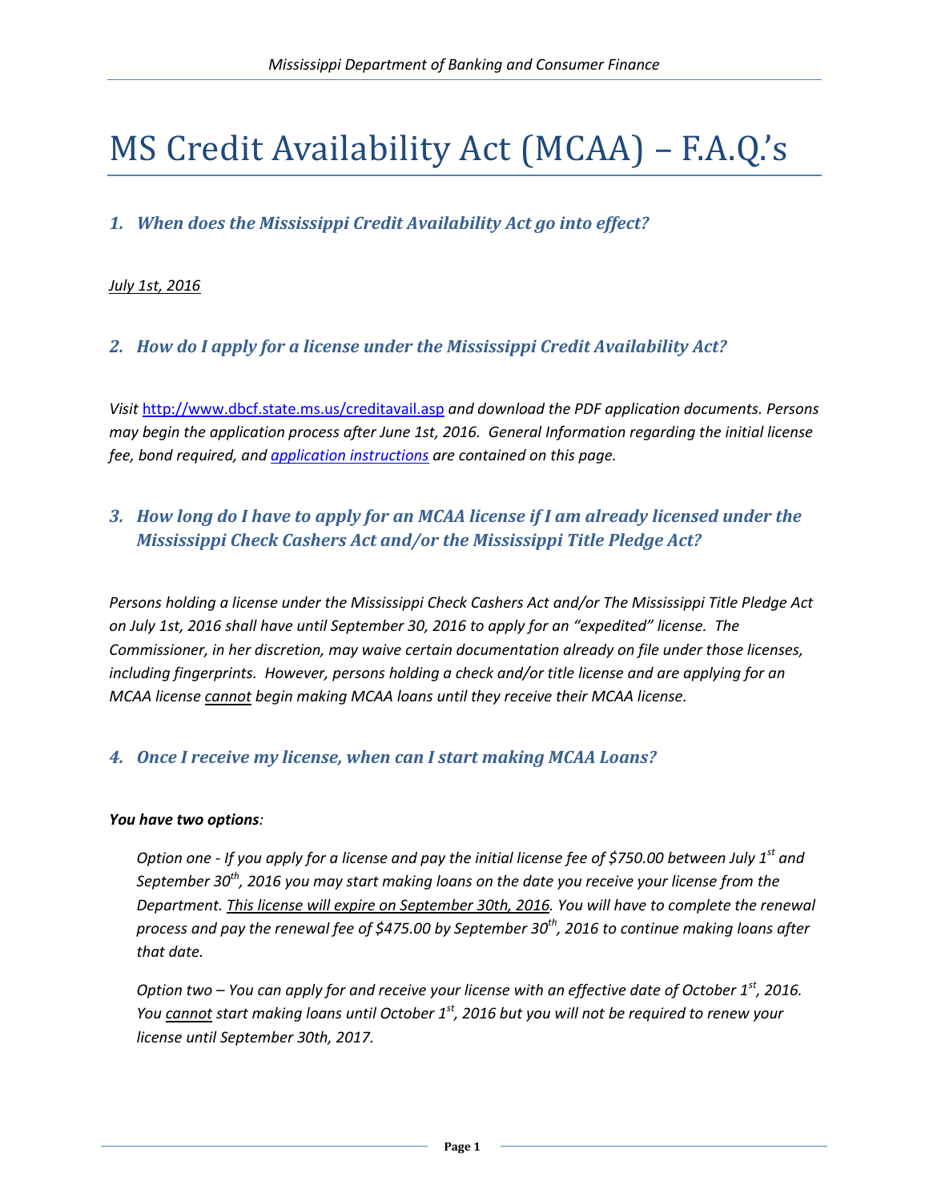# MS Credit Availability Act (MCAA) – F.A.Q.'s

### *1. When does the Mississippi Credit Availability Act go into effect?*

*July 1st, 2016*

### *2. How do I apply for a license under the Mississippi Credit Availability Act?*

*Visit http://www.dbcf.state.ms.us/creditavail.asp and download the PDF application documents. Persons may begin the application process after June 1st, 2016. General Information regarding the initial license fee, bond required, and application instructions are contained on this page.*

### *3. How long do I have to apply for an MCAA license if I am already licensed under the Mississippi Check Cashers Act and/or the Mississippi Title Pledge Act?*

*Persons holding a license under the Mississippi Check Cashers Act and/or The Mississippi Title Pledge Act on July 1st, 2016 shall have until September 30, 2016 to apply for an "expedited" license. The Commissioner, in her discretion, may waive certain documentation already on file under those licenses, including fingerprints. However, persons holding a check and/or title license and are applying for an MCAA license cannot begin making MCAA loans until they receive their MCAA license.*

### *4. Once I receive my license, when can I start making MCAA Loans?*

***You have two options**:*

> *Option one - If you apply for a license and pay the initial license fee of $750.00 between July 1st and September 30th, 2016 you may start making loans on the date you receive your license from the Department. This license will expire on September 30th, 2016. You will have to complete the renewal process and pay the renewal fee of $475.00 by September 30th, 2016 to continue making loans after that date.*
>
> *Option two – You can apply for and receive your license with an effective date of October 1st, 2016. You cannot start making loans until October 1st, 2016 but you will not be required to renew your license until September 30th, 2017.*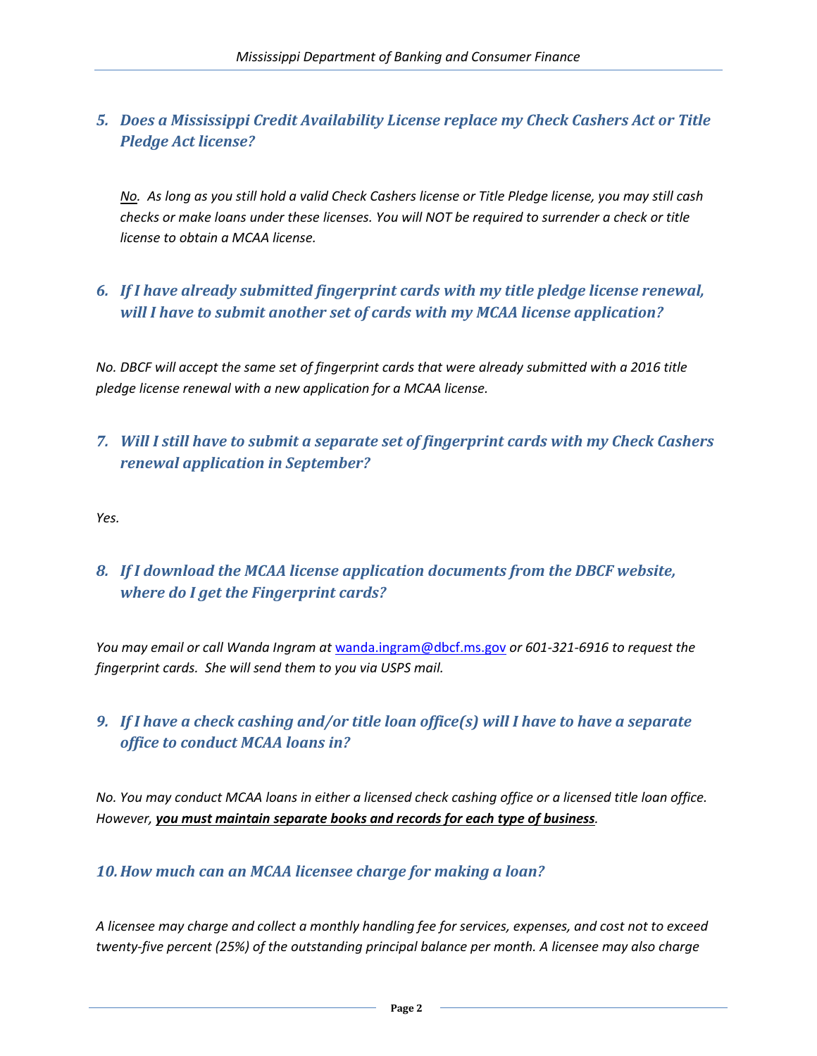### *5. Does a Mississippi Credit Availability License replace my Check Cashers Act or Title Pledge Act license?*

*<u>No</u>. As long as you still hold a valid Check Cashers license or Title Pledge license, you may still cash checks or make loans under these licenses. You will NOT be required to surrender a check or title license to obtain a MCAA license.*

### *6. If I have already submitted fingerprint cards with my title pledge license renewal, will I have to submit another set of cards with my MCAA license application?*

*No. DBCF will accept the same set of fingerprint cards that were already submitted with a 2016 title pledge license renewal with a new application for a MCAA license.*

### *7. Will I still have to submit a separate set of fingerprint cards with my Check Cashers renewal application in September?*

*Yes.*

### *8. If I download the MCAA license application documents from the DBCF website, where do I get the Fingerprint cards?*

*You may email or call Wanda Ingram at [wanda.ingram@dbcf.ms.gov](mailto:wanda.ingram@dbcf.ms.gov) or 601-321-6916 to request the fingerprint cards. She will send them to you via USPS mail.*

### *9. If I have a check cashing and/or title loan office(s) will I have to have a separate office to conduct MCAA loans in?*

*No. You may conduct MCAA loans in either a licensed check cashing office or a licensed title loan office. However, **<u>you must maintain separate books and records for each type of business</u>**.*

### *10. How much can an MCAA licensee charge for making a loan?*

*A licensee may charge and collect a monthly handling fee for services, expenses, and cost not to exceed twenty-five percent (25%) of the outstanding principal balance per month. A licensee may also charge*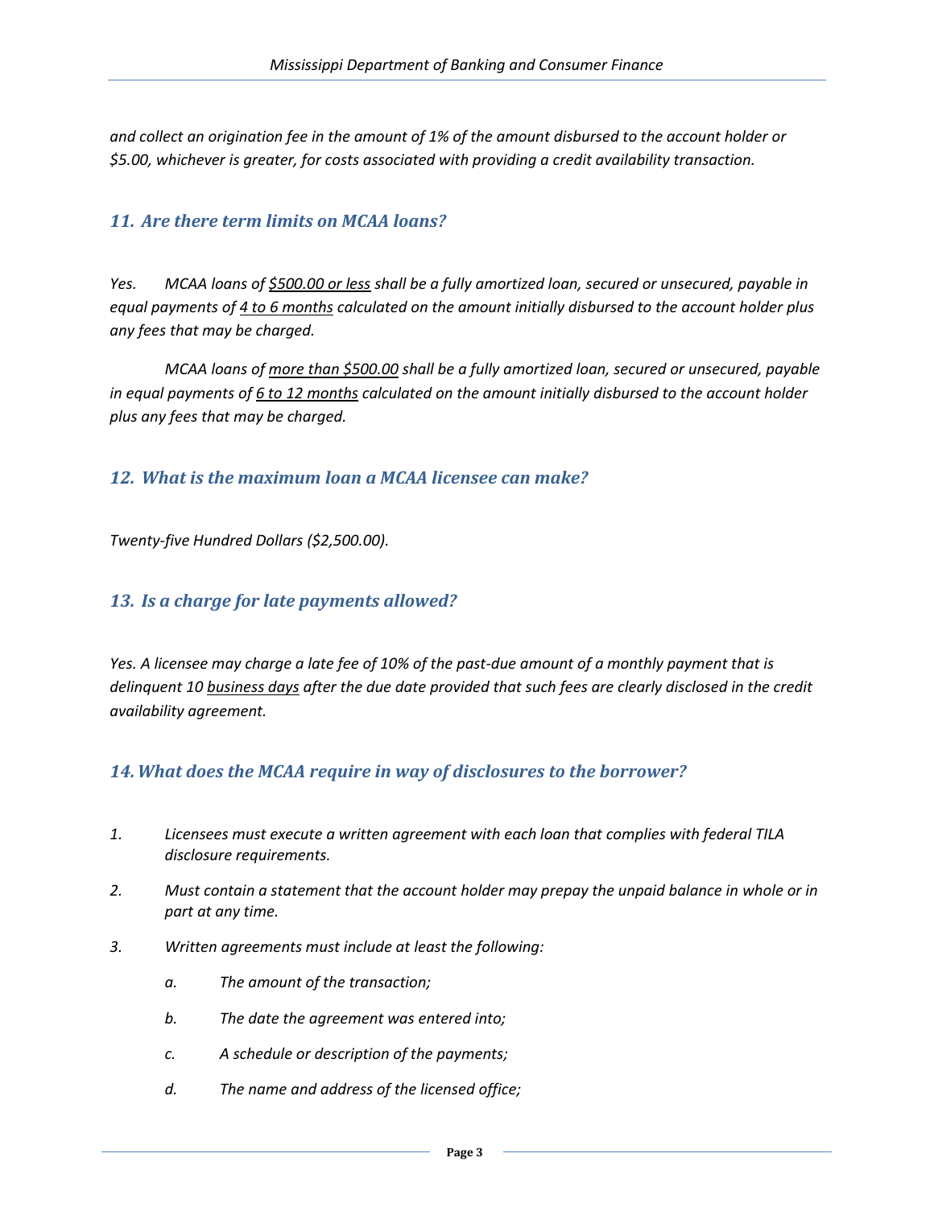*and collect an origination fee in the amount of 1% of the amount disbursed to the account holder or $5.00, whichever is greater, for costs associated with providing a credit availability transaction.*

### *11. Are there term limits on MCAA loans?*

*Yes. MCAA loans of <u>$500.00 or less</u> shall be a fully amortized loan, secured or unsecured, payable in equal payments of <u>4 to 6 months</u> calculated on the amount initially disbursed to the account holder plus any fees that may be charged.*

*MCAA loans of <u>more than $500.00</u> shall be a fully amortized loan, secured or unsecured, payable in equal payments of <u>6 to 12 months</u> calculated on the amount initially disbursed to the account holder plus any fees that may be charged.*

### *12. What is the maximum loan a MCAA licensee can make?*

*Twenty-five Hundred Dollars ($2,500.00).*

### *13. Is a charge for late payments allowed?*

*Yes. A licensee may charge a late fee of 10% of the past-due amount of a monthly payment that is delinquent 10 <u>business days</u> after the due date provided that such fees are clearly disclosed in the credit availability agreement.*

### *14. What does the MCAA require in way of disclosures to the borrower?*

1. *Licensees must execute a written agreement with each loan that complies with federal TILA disclosure requirements.*
2. *Must contain a statement that the account holder may prepay the unpaid balance in whole or in part at any time.*
3. *Written agreements must include at least the following:*
   - a. *The amount of the transaction;*
   - b. *The date the agreement was entered into;*
   - c. *A schedule or description of the payments;*
   - d. *The name and address of the licensed office;*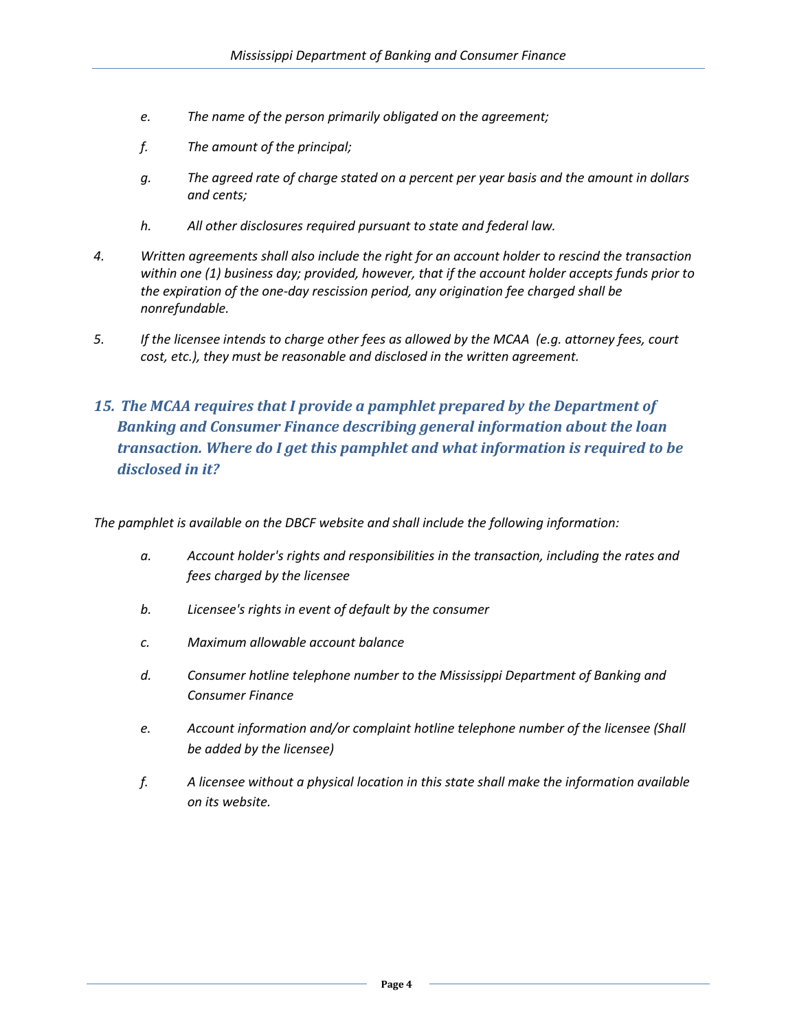*e. The name of the person primarily obligated on the agreement;*

*f. The amount of the principal;*

*g. The agreed rate of charge stated on a percent per year basis and the amount in dollars and cents;*

*h. All other disclosures required pursuant to state and federal law.*

*4. Written agreements shall also include the right for an account holder to rescind the transaction within one (1) business day; provided, however, that if the account holder accepts funds prior to the expiration of the one-day rescission period, any origination fee charged shall be nonrefundable.*

*5. If the licensee intends to charge other fees as allowed by the MCAA (e.g. attorney fees, court cost, etc.), they must be reasonable and disclosed in the written agreement.*

## *15. The MCAA requires that I provide a pamphlet prepared by the Department of Banking and Consumer Finance describing general information about the loan transaction. Where do I get this pamphlet and what information is required to be disclosed in it?*

*The pamphlet is available on the DBCF website and shall include the following information:*

*a. Account holder's rights and responsibilities in the transaction, including the rates and fees charged by the licensee*

*b. Licensee's rights in event of default by the consumer*

*c. Maximum allowable account balance*

*d. Consumer hotline telephone number to the Mississippi Department of Banking and Consumer Finance*

*e. Account information and/or complaint hotline telephone number of the licensee (Shall be added by the licensee)*

*f. A licensee without a physical location in this state shall make the information available on its website.*